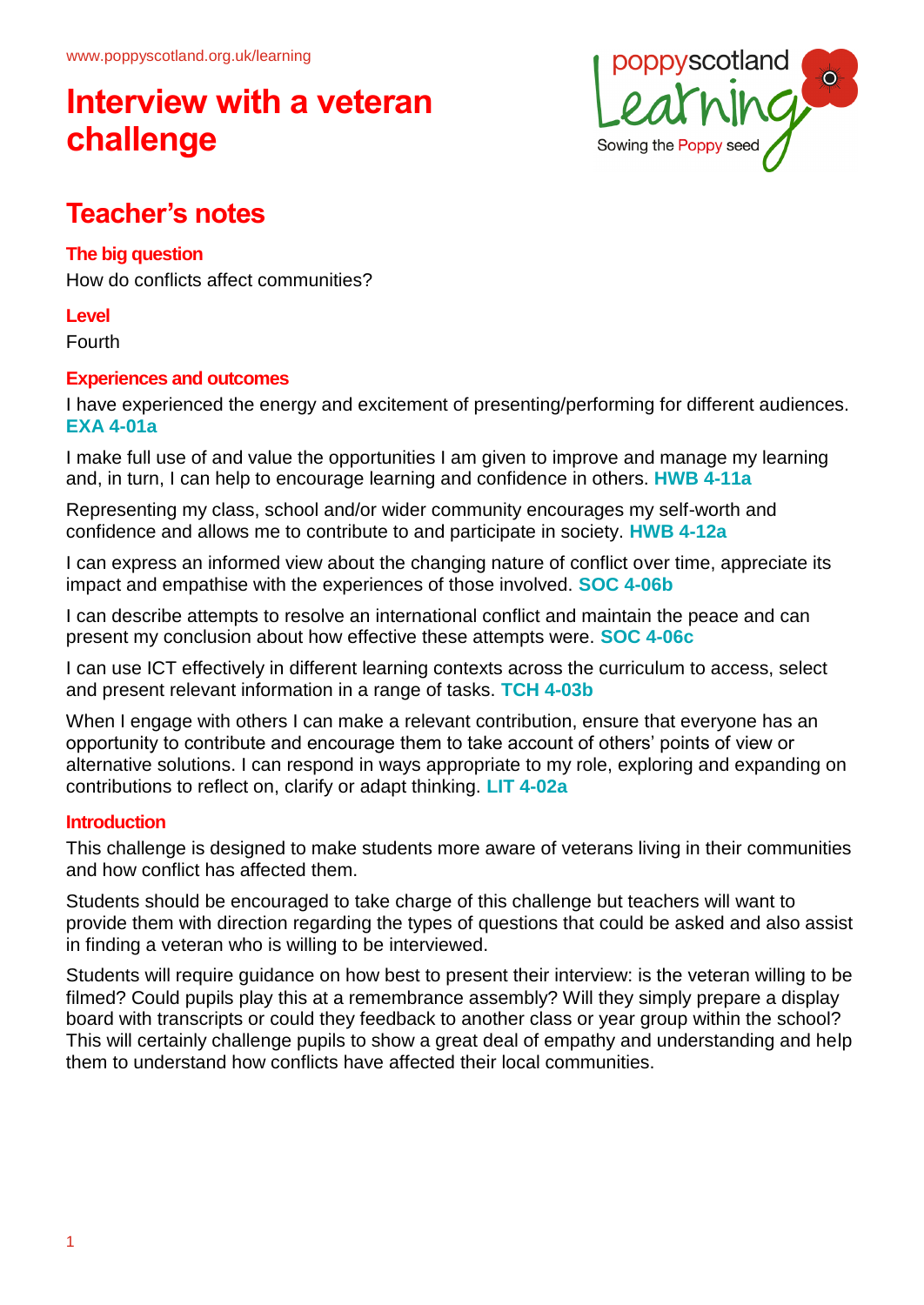www.poppyscotland.org.uk/learning

# Interview with a veteran challenge

## Teacher's notes

### The big question

How do conflicts affect communities?

### Level

Fourth

### Experiences and outcomes

I have experienced the energy and excitement of presenting/performing for different audiences. **EXA 4-01a**

I make full use of and value the opportunities I am given to improve and manage my learning and, in turn, I can help to encourage learning and confidence in others. **HWB 4-11a**

Representing my class, school and/or wider community encourages my self-worth and confidence and allows me to contribute to and participate in society. **HWB 4-12a**

I can express an informed view about the changing nature of conflict over time, appreciate its impact and empathise with the experiences of those involved. **SOC 4-06b**

I can describe attempts to resolve an international conflict and maintain the peace and can present my conclusion about how effective these attempts were. **SOC 4-06c**

I can use ICT effectively in different learning contexts across the curriculum to access, select and present relevant information in a range of tasks. **TCH 4-03b**

When I engage with others I can make a relevant contribution, ensure that everyone has an opportunity to contribute and encourage them to take account of others' points of view or alternative solutions. I can respond in ways appropriate to my role, exploring and expanding on contributions to reflect on, clarify or adapt thinking. **LIT 4-02a**

### Introduction

This challenge is designed to make students more aware of veterans living in their communities and how conflict has affected them.

Students should be encouraged to take charge of this challenge but teachers will want to provide them with direction regarding the types of questions that could be asked and also assist in finding a veteran who is willing to be interviewed.

Students will require guidance on how best to present their interview: is the veteran willing to be filmed? Could pupils play this at a remembrance assembly? Will they simply prepare a display board with transcripts or could they feedback to another class or year group within the school? This will certainly challenge pupils to show a great deal of empathy and understanding and help them to understand how conflicts have affected their local communities.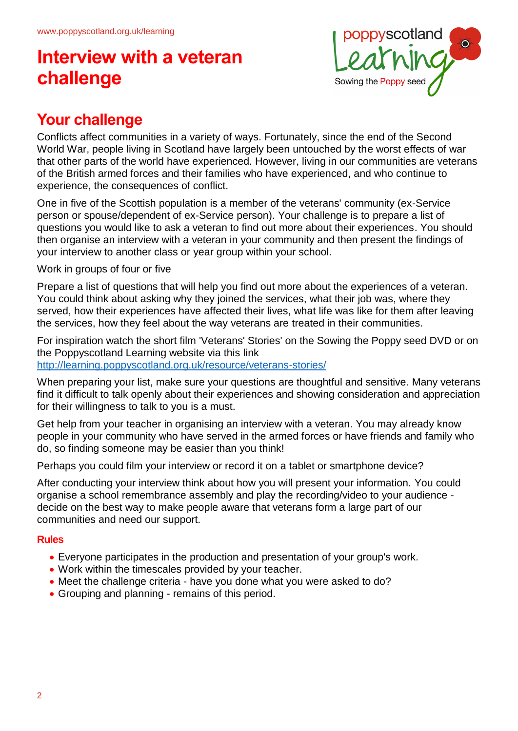# Interview with a veteran challenge

## Your challenge

Conflicts affect communities in a variety of ways. Fortunately, since the end of the Second World War, people living in Scotland have largely been untouched by the worst effects of war that other parts of the world have experienced. However, living in our communities are veterans of the British armed forces and their families who have experienced, and who continue to experience, the consequences of conflict.

One in five of the Scottish population is a member of the veterans' community (ex-Service person or spouse/dependent of ex-Service person). Your challenge is to prepare a list of questions you would like to ask a veteran to find out more about their experiences. You should then organise an interview with a veteran in your community and then present the findings of your interview to another class or year group within your school.

Work in groups of four or five

Prepare a list of questions that will help you find out more about the experiences of a veteran. You could think about asking why they joined the services, what their job was, where they served, how their experiences have affected their lives, what life was like for them after leaving the services, how they feel about the way veterans are treated in their communities.

For inspiration watch the short film 'Veterans' Stories' on the Sowing the Poppy seed DVD or on the Poppyscotland Learning website via this link
http://learning.poppyscotland.org.uk/resource/veterans-stories/

When preparing your list, make sure your questions are thoughtful and sensitive. Many veterans find it difficult to talk openly about their experiences and showing consideration and appreciation for their willingness to talk to you is a must.

Get help from your teacher in organising an interview with a veteran. You may already know people in your community who have served in the armed forces or have friends and family who do, so finding someone may be easier than you think!

Perhaps you could film your interview or record it on a tablet or smartphone device?

After conducting your interview think about how you will present your information. You could organise a school remembrance assembly and play the recording/video to your audience - decide on the best way to make people aware that veterans form a large part of our communities and need our support.

### Rules

- Everyone participates in the production and presentation of your group's work.
- Work within the timescales provided by your teacher.
- Meet the challenge criteria - have you done what you were asked to do?
- Grouping and planning - remains of this period.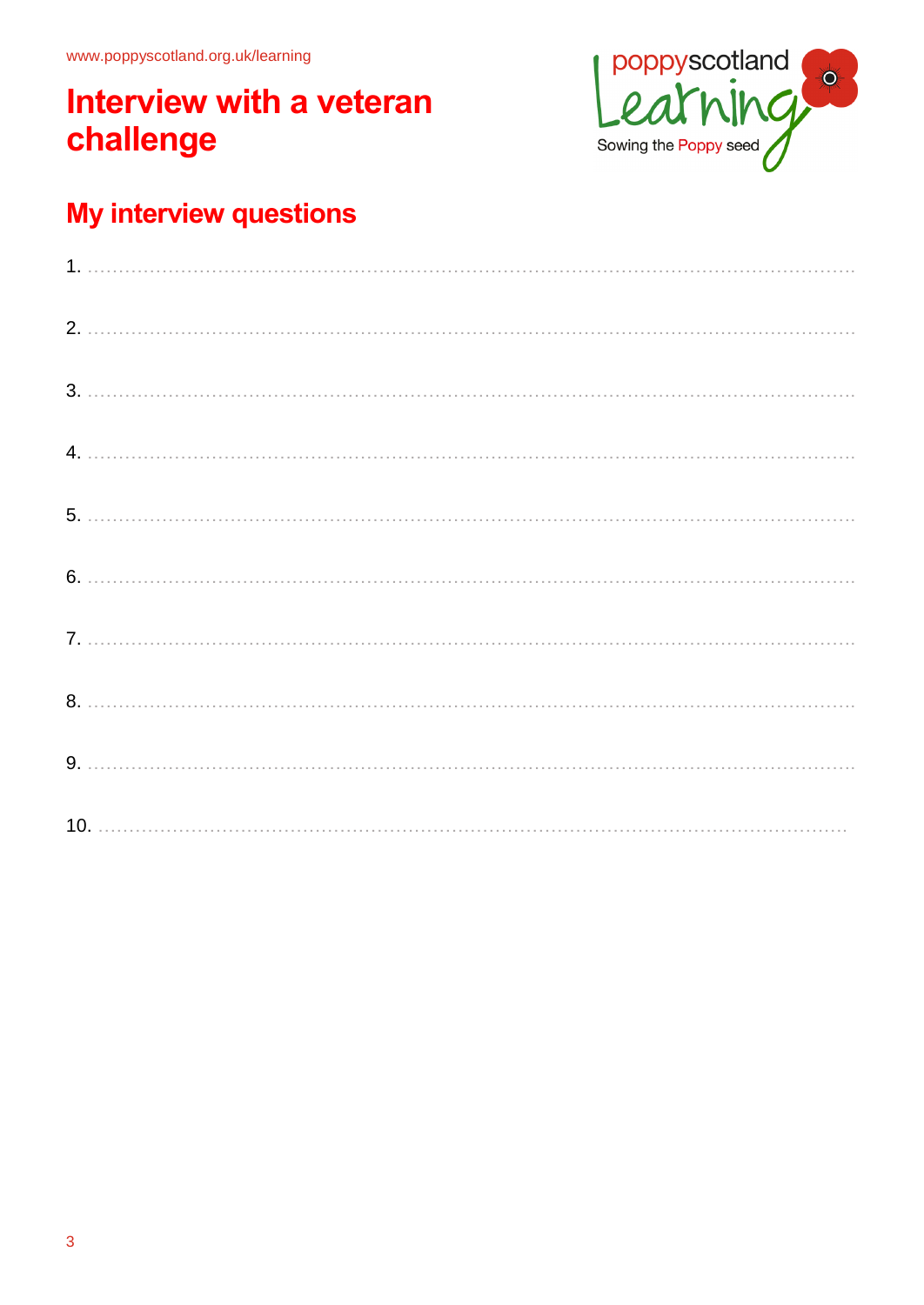# Interview with a veteran challenge

## My interview questions

1. ..............................................................................................................................

2. ..............................................................................................................................

3. ..............................................................................................................................

4. ..............................................................................................................................

5. ..............................................................................................................................

6. ..............................................................................................................................

7. ..............................................................................................................................

8. ..............................................................................................................................

9. ..............................................................................................................................

10. ............................................................................................................................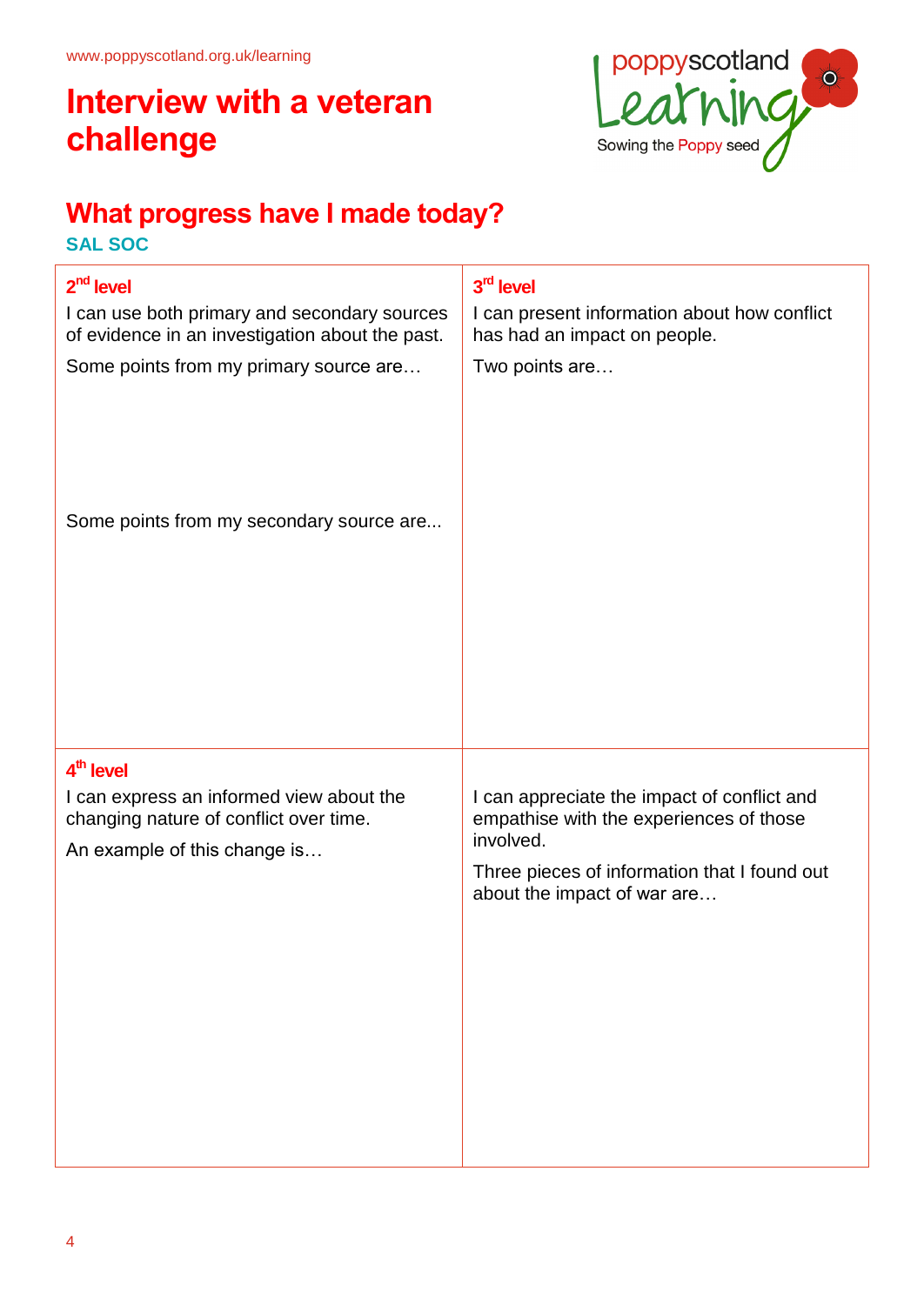www.poppyscotland.org.uk/learning

# Interview with a veteran challenge

poppyscotland Learning
Sowing the Poppy seed

## What progress have I made today?

### SAL SOC

| **2nd level** | **3rd level** |
|---|---|
| I can use both primary and secondary sources of evidence in an investigation about the past.<br><br>Some points from my primary source are…<br><br>Some points from my secondary source are... | I can present information about how conflict has had an impact on people.<br><br>Two points are… |
| **4th level**<br><br>I can express an informed view about the changing nature of conflict over time.<br><br>An example of this change is… | I can appreciate the impact of conflict and empathise with the experiences of those involved.<br><br>Three pieces of information that I found out about the impact of war are… |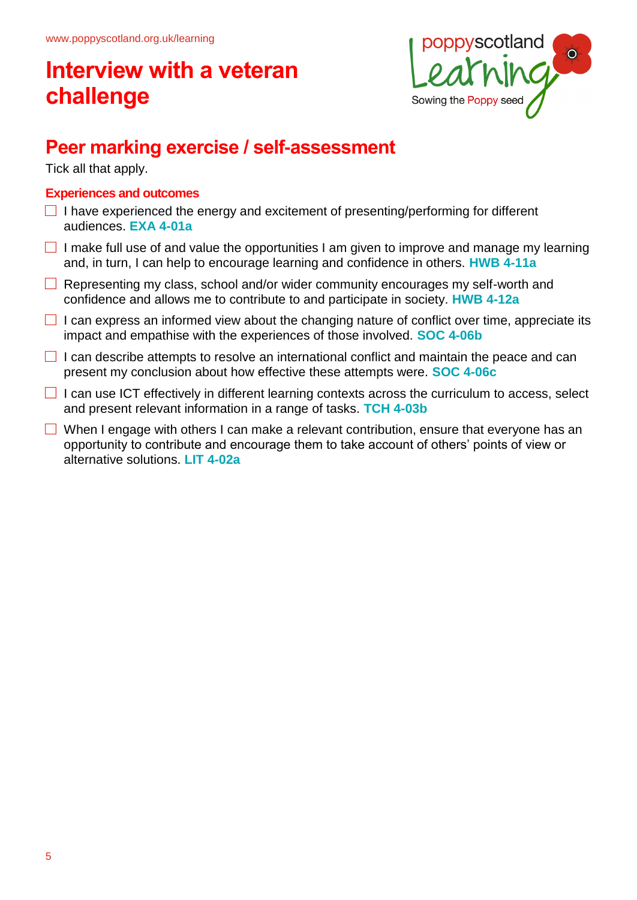# Interview with a veteran challenge

## Peer marking exercise / self-assessment

Tick all that apply.

### Experiences and outcomes

- ☐ I have experienced the energy and excitement of presenting/performing for different audiences. **EXA 4-01a**
- ☐ I make full use of and value the opportunities I am given to improve and manage my learning and, in turn, I can help to encourage learning and confidence in others. **HWB 4-11a**
- ☐ Representing my class, school and/or wider community encourages my self-worth and confidence and allows me to contribute to and participate in society. **HWB 4-12a**
- ☐ I can express an informed view about the changing nature of conflict over time, appreciate its impact and empathise with the experiences of those involved. **SOC 4-06b**
- ☐ I can describe attempts to resolve an international conflict and maintain the peace and can present my conclusion about how effective these attempts were. **SOC 4-06c**
- ☐ I can use ICT effectively in different learning contexts across the curriculum to access, select and present relevant information in a range of tasks. **TCH 4-03b**
- ☐ When I engage with others I can make a relevant contribution, ensure that everyone has an opportunity to contribute and encourage them to take account of others' points of view or alternative solutions. **LIT 4-02a**